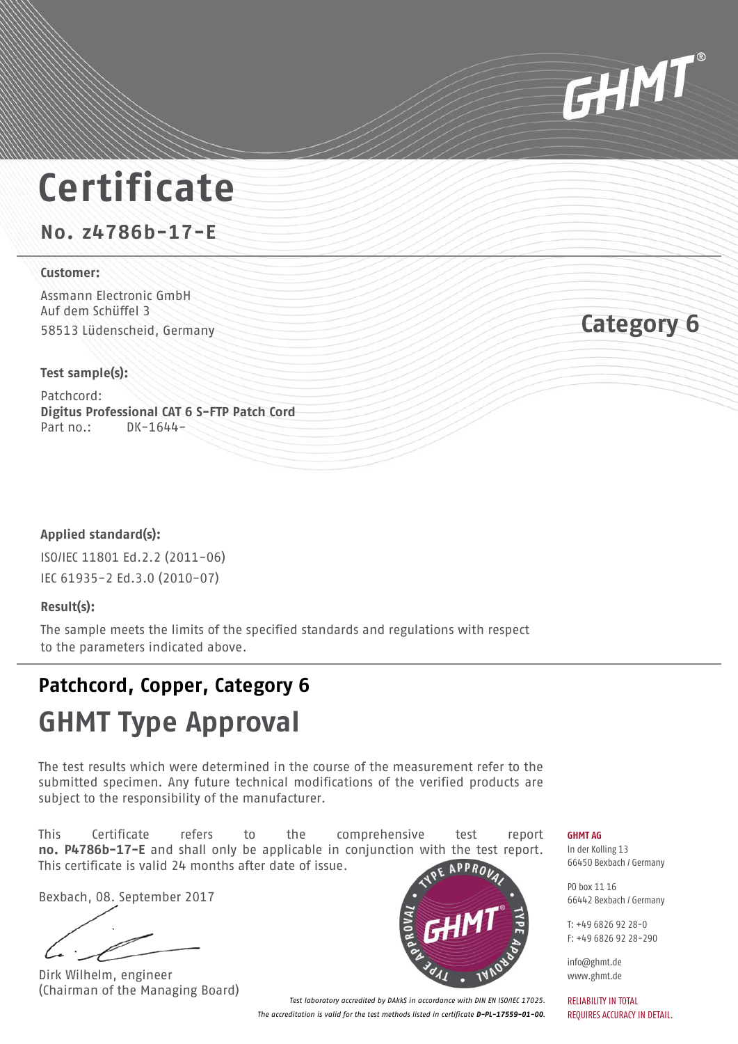GHMT®

# Certificate

## No. z4786b-17-E

**Customer:**

Assmann Electronic GmbH
Auf dem Schüffel 3
58513 Lüdenscheid, Germany

**Category 6**

**Test sample(s):**

Patchcord:
**Digitus Professional CAT 6 S-FTP Patch Cord**
Part no.: DK-1644-

**Applied standard(s):**

ISO/IEC 11801 Ed.2.2 (2011-06)
IEC 61935-2 Ed.3.0 (2010-07)

**Result(s):**

The sample meets the limits of the specified standards and regulations with respect to the parameters indicated above.

## Patchcord, Copper, Category 6

# GHMT Type Approval

The test results which were determined in the course of the measurement refer to the submitted specimen. Any future technical modifications of the verified products are subject to the responsibility of the manufacturer.

This Certificate refers to the comprehensive test report **no. P4786b-17-E** and shall only be applicable in conjunction with the test report. This certificate is valid 24 months after date of issue.

Bexbach, 08. September 2017

Dirk Wilhelm, engineer
(Chairman of the Managing Board)

TYPE APPROVAL GHMT® TYPE APPROVAL

*Test laboratory accredited by DAkkS in accordance with DIN EN ISO/IEC 17025.*
*The accreditation is valid for the test methods listed in certificate **D-PL-17559-01-00**.*

**GHMT AG**
In der Kolling 13
66450 Bexbach / Germany

PO box 11 16
66442 Bexbach / Germany

T: +49 6826 92 28-0
F: +49 6826 92 28-290

info@ghmt.de
www.ghmt.de

RELIABILITY IN TOTAL
REQUIRES ACCURACY IN DETAIL.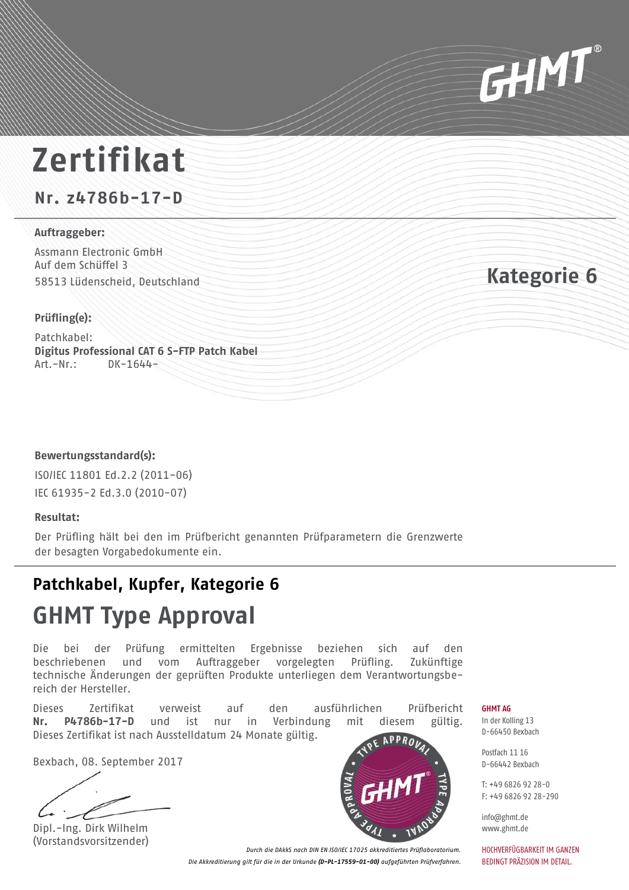GHMT®

# Zertifikat

## Nr. z4786b-17-D

**Auftraggeber:**

Assmann Electronic GmbH
Auf dem Schüffel 3
58513 Lüdenscheid, Deutschland

**Kategorie 6**

**Prüfling(e):**

Patchkabel:
**Digitus Professional CAT 6 S-FTP Patch Kabel**
Art.-Nr.: DK-1644-

**Bewertungsstandard(s):**

ISO/IEC 11801 Ed.2.2 (2011-06)
IEC 61935-2 Ed.3.0 (2010-07)

**Resultat:**

Der Prüfling hält bei den im Prüfbericht genannten Prüfparametern die Grenzwerte der besagten Vorgabedokumente ein.

## Patchkabel, Kupfer, Kategorie 6

# GHMT Type Approval

Die bei der Prüfung ermittelten Ergebnisse beziehen sich auf den beschriebenen und vom Auftraggeber vorgelegten Prüfling. Zukünftige technische Änderungen der geprüften Produkte unterliegen dem Verantwortungsbereich der Hersteller.

Dieses Zertifikat verweist auf den ausführlichen Prüfbericht **Nr. P4786b-17-D** und ist nur in Verbindung mit diesem gültig. Dieses Zertifikat ist nach Ausstelldatum 24 Monate gültig.

Bexbach, 08. September 2017

Dipl.-Ing. Dirk Wilhelm
(Vorstandsvorsitzender)

TYPE APPROVAL • GHMT® • TYPE APPROVAL •

*Durch die DAkkS nach DIN EN ISO/IEC 17025 akkreditiertes Prüflaboratorium.*
*Die Akkreditierung gilt für die in der Urkunde **(D-PL-17559-01-00)** aufgeführten Prüfverfahren.*

**GHMT AG**
In der Kolling 13
D-66450 Bexbach

Postfach 11 16
D-66442 Bexbach

T: +49 6826 92 28-0
F: +49 6826 92 28-290

info@ghmt.de
www.ghmt.de

HOCHVERFÜGBARKEIT IM GANZEN
BEDINGT PRÄZISION IM DETAIL.